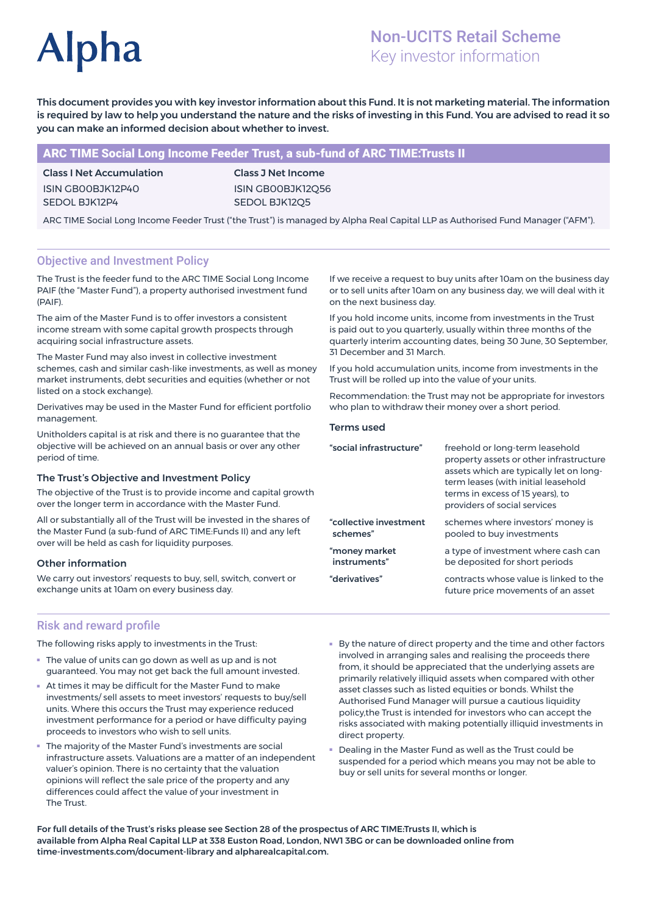Alpha

# Non-UCITS Retail Scheme
Key investor information

**This document provides you with key investor information about this Fund. It is not marketing material. The information is required by law to help you understand the nature and the risks of investing in this Fund. You are advised to read it so you can make an informed decision about whether to invest.**

## ARC TIME Social Long Income Feeder Trust, a sub-fund of ARC TIME:Trusts II

| Class I Net Accumulation | Class J Net Income |
|---|---|
| ISIN GB00BJK12P40 | ISIN GB00BJK12Q56 |
| SEDOL BJK12P4 | SEDOL BJK12Q5 |

ARC TIME Social Long Income Feeder Trust ("the Trust") is managed by Alpha Real Capital LLP as Authorised Fund Manager ("AFM").

## Objective and Investment Policy

The Trust is the feeder fund to the ARC TIME Social Long Income PAIF (the "Master Fund"), a property authorised investment fund (PAIF).

The aim of the Master Fund is to offer investors a consistent income stream with some capital growth prospects through acquiring social infrastructure assets.

The Master Fund may also invest in collective investment schemes, cash and similar cash-like investments, as well as money market instruments, debt securities and equities (whether or not listed on a stock exchange).

Derivatives may be used in the Master Fund for efficient portfolio management.

Unitholders capital is at risk and there is no guarantee that the objective will be achieved on an annual basis or over any other period of time.

### The Trust's Objective and Investment Policy

The objective of the Trust is to provide income and capital growth over the longer term in accordance with the Master Fund.

All or substantially all of the Trust will be invested in the shares of the Master Fund (a sub-fund of ARC TIME:Funds II) and any left over will be held as cash for liquidity purposes.

### Other information

We carry out investors' requests to buy, sell, switch, convert or exchange units at 10am on every business day.

If we receive a request to buy units after 10am on the business day or to sell units after 10am on any business day, we will deal with it on the next business day.

If you hold income units, income from investments in the Trust is paid out to you quarterly, usually within three months of the quarterly interim accounting dates, being 30 June, 30 September, 31 December and 31 March.

If you hold accumulation units, income from investments in the Trust will be rolled up into the value of your units.

Recommendation: the Trust may not be appropriate for investors who plan to withdraw their money over a short period.

### Terms used

| | |
|---|---|
| **"social infrastructure"** | freehold or long-term leasehold property assets or other infrastructure assets which are typically let on long-term leases (with initial leasehold terms in excess of 15 years), to providers of social services |
| **"collective investment schemes"** | schemes where investors' money is pooled to buy investments |
| **"money market instruments"** | a type of investment where cash can be deposited for short periods |
| **"derivatives"** | contracts whose value is linked to the future price movements of an asset |

## Risk and reward profile

The following risks apply to investments in the Trust:

- The value of units can go down as well as up and is not guaranteed. You may not get back the full amount invested.
- At times it may be difficult for the Master Fund to make investments/ sell assets to meet investors' requests to buy/sell units. Where this occurs the Trust may experience reduced investment performance for a period or have difficulty paying proceeds to investors who wish to sell units.
- The majority of the Master Fund's investments are social infrastructure assets. Valuations are a matter of an independent valuer's opinion. There is no certainty that the valuation opinions will reflect the sale price of the property and any differences could affect the value of your investment in The Trust.
- By the nature of direct property and the time and other factors involved in arranging sales and realising the proceeds there from, it should be appreciated that the underlying assets are primarily relatively illiquid assets when compared with other asset classes such as listed equities or bonds. Whilst the Authorised Fund Manager will pursue a cautious liquidity policy,the Trust is intended for investors who can accept the risks associated with making potentially illiquid investments in direct property.
- Dealing in the Master Fund as well as the Trust could be suspended for a period which means you may not be able to buy or sell units for several months or longer.

**For full details of the Trust's risks please see Section 28 of the prospectus of ARC TIME:Trusts II, which is available from Alpha Real Capital LLP at 338 Euston Road, London, NW1 3BG or can be downloaded online from time-investments.com/document-library and alpharealcapital.com.**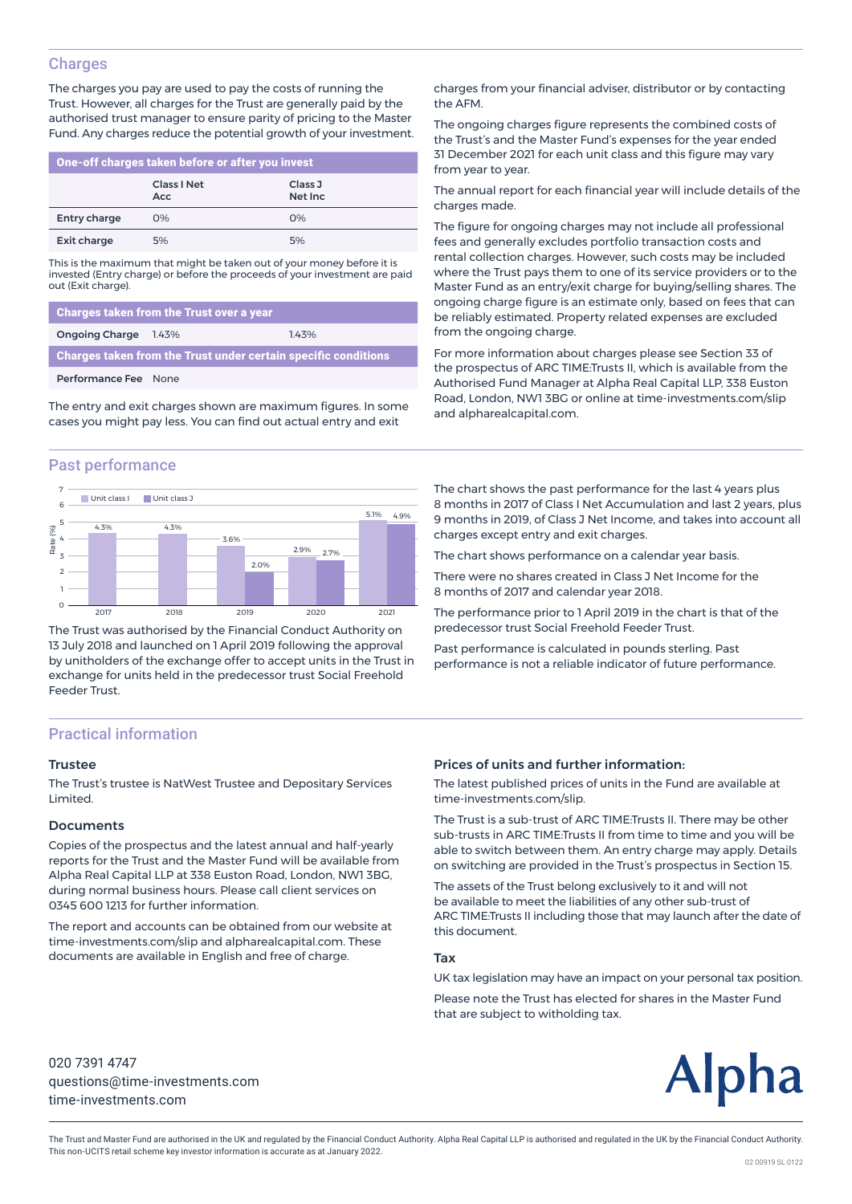## Charges

The charges you pay are used to pay the costs of running the Trust. However, all charges for the Trust are generally paid by the authorised trust manager to ensure parity of pricing to the Master Fund. Any charges reduce the potential growth of your investment.

| One-off charges taken before or after you invest | | |
|---|---|---|
| | Class I Net Acc | Class J Net Inc |
| Entry charge | 0% | 0% |
| Exit charge | 5% | 5% |

This is the maximum that might be taken out of your money before it is invested (Entry charge) or before the proceeds of your investment are paid out (Exit charge).

| Charges taken from the Trust over a year | | |
|---|---|---|
| Ongoing Charge | 1.43% | 1.43% |
| **Charges taken from the Trust under certain specific conditions** | | |
| Performance Fee | None | |

The entry and exit charges shown are maximum figures. In some cases you might pay less. You can find out actual entry and exit charges from your financial adviser, distributor or by contacting the AFM.

The ongoing charges figure represents the combined costs of the Trust's and the Master Fund's expenses for the year ended 31 December 2021 for each unit class and this figure may vary from year to year.

The annual report for each financial year will include details of the charges made.

The figure for ongoing charges may not include all professional fees and generally excludes portfolio transaction costs and rental collection charges. However, such costs may be included where the Trust pays them to one of its service providers or to the Master Fund as an entry/exit charge for buying/selling shares. The ongoing charge figure is an estimate only, based on fees that can be reliably estimated. Property related expenses are excluded from the ongoing charge.

For more information about charges please see Section 33 of the prospectus of ARC TIME:Trusts II, which is available from the Authorised Fund Manager at Alpha Real Capital LLP, 338 Euston Road, London, NW1 3BG or online at time-investments.com/slip and alpharealcapital.com.

## Past performance

Unit class I
Unit class J
Rate (%)
7
6
5
4
3
2
1
0
2017: 4.3%
2018: 4.3%
2019: 3.6% 2.0%
2020: 2.9% 2.7%
2021: 5.1% 4.9%

The Trust was authorised by the Financial Conduct Authority on 13 July 2018 and launched on 1 April 2019 following the approval by unitholders of the exchange offer to accept units in the Trust in exchange for units held in the predecessor trust Social Freehold Feeder Trust.

The chart shows the past performance for the last 4 years plus 8 months in 2017 of Class I Net Accumulation and last 2 years, plus 9 months in 2019, of Class J Net Income, and takes into account all charges except entry and exit charges.

The chart shows performance on a calendar year basis.

There were no shares created in Class J Net Income for the 8 months of 2017 and calendar year 2018.

The performance prior to 1 April 2019 in the chart is that of the predecessor trust Social Freehold Feeder Trust.

Past performance is calculated in pounds sterling. Past performance is not a reliable indicator of future performance.

## Practical information

### Trustee

The Trust's trustee is NatWest Trustee and Depositary Services Limited.

### Documents

Copies of the prospectus and the latest annual and half-yearly reports for the Trust and the Master Fund will be available from Alpha Real Capital LLP at 338 Euston Road, London, NW1 3BG, during normal business hours. Please call client services on 0345 600 1213 for further information.

The report and accounts can be obtained from our website at time-investments.com/slip and alpharealcapital.com. These documents are available in English and free of charge.

### Prices of units and further information:

The latest published prices of units in the Fund are available at time-investments.com/slip.

The Trust is a sub-trust of ARC TIME:Trusts II. There may be other sub-trusts in ARC TIME:Trusts II from time to time and you will be able to switch between them. An entry charge may apply. Details on switching are provided in the Trust's prospectus in Section 15.

The assets of the Trust belong exclusively to it and will not be available to meet the liabilities of any other sub-trust of ARC TIME:Trusts II including those that may launch after the date of this document.

### Tax

UK tax legislation may have an impact on your personal tax position.

Please note the Trust has elected for shares in the Master Fund that are subject to witholding tax.

020 7391 4747
questions@time-investments.com
time-investments.com

Alpha

The Trust and Master Fund are authorised in the UK and regulated by the Financial Conduct Authority. Alpha Real Capital LLP is authorised and regulated in the UK by the Financial Conduct Authority. This non-UCITS retail scheme key investor information is accurate as at January 2022.

02 00919 SL 0122